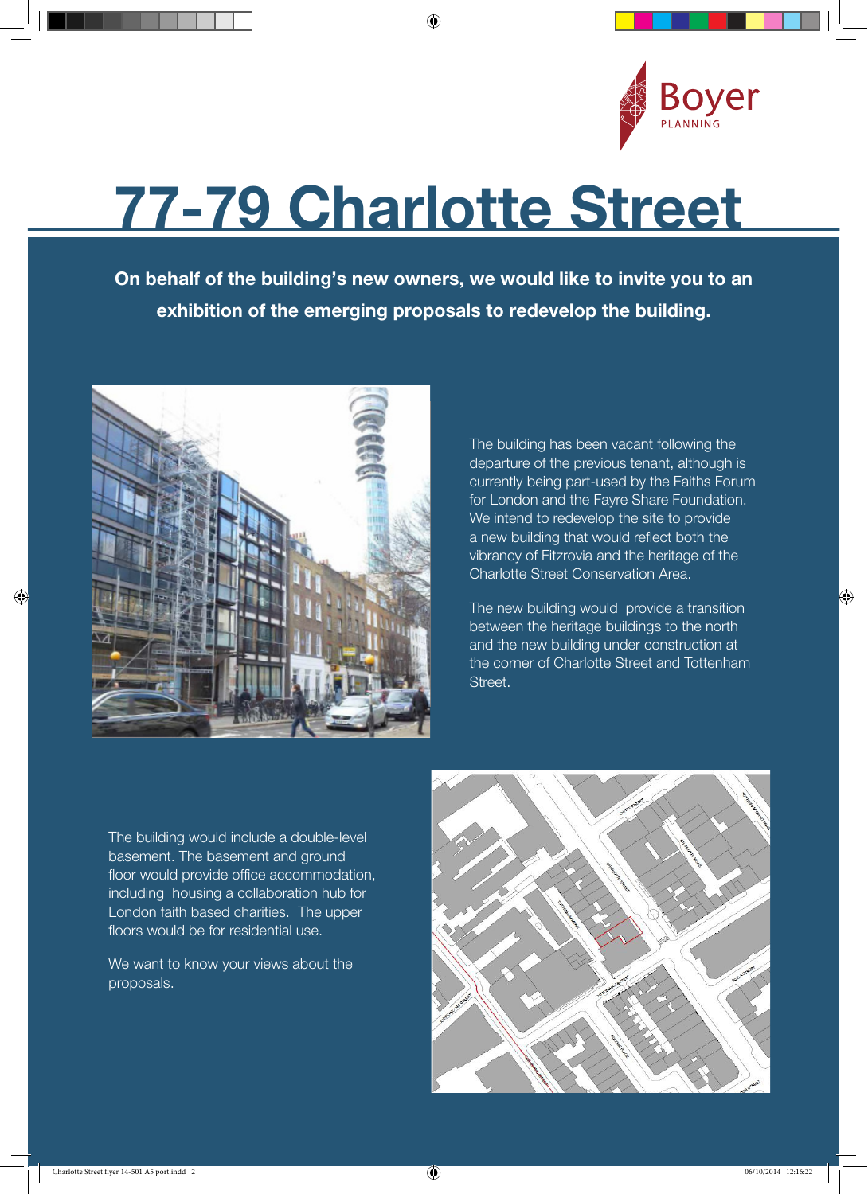Boyer
PLANNING

# 77-79 Charlotte Street

**On behalf of the building's new owners, we would like to invite you to an exhibition of the emerging proposals to redevelop the building.**

The building has been vacant following the departure of the previous tenant, although is currently being part-used by the Faiths Forum for London and the Fayre Share Foundation. We intend to redevelop the site to provide a new building that would reflect both the vibrancy of Fitzrovia and the heritage of the Charlotte Street Conservation Area.

The new building would provide a transition between the heritage buildings to the north and the new building under construction at the corner of Charlotte Street and Tottenham Street.

The building would include a double-level basement. The basement and ground floor would provide office accommodation, including housing a collaboration hub for London faith based charities. The upper floors would be for residential use.

We want to know your views about the proposals.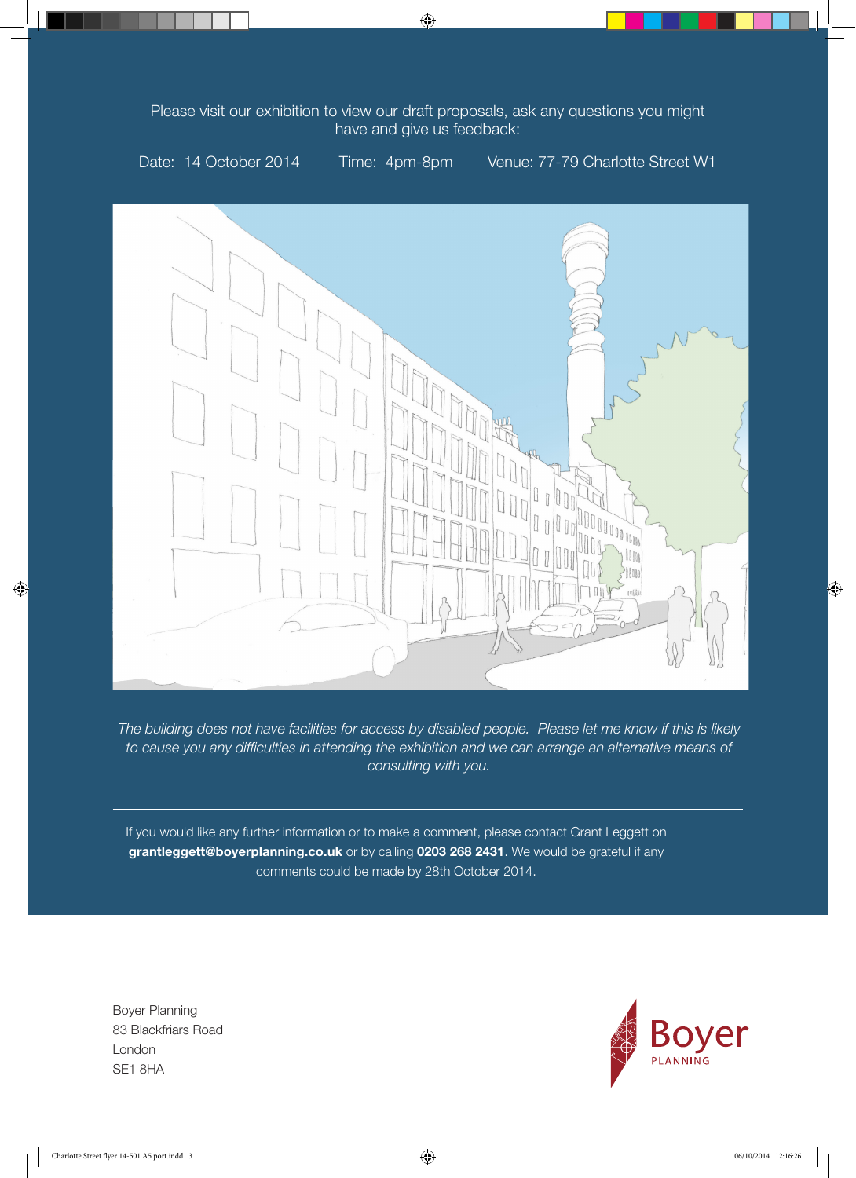Please visit our exhibition to view our draft proposals, ask any questions you might have and give us feedback:

Date: 14 October 2014 Time: 4pm-8pm Venue: 77-79 Charlotte Street W1

*The building does not have facilities for access by disabled people. Please let me know if this is likely to cause you any difficulties in attending the exhibition and we can arrange an alternative means of consulting with you.*

---

If you would like any further information or to make a comment, please contact Grant Leggett on **grantleggett@boyerplanning.co.uk** or by calling **0203 268 2431**. We would be grateful if any comments could be made by 28th October 2014.

Boyer Planning
83 Blackfriars Road
London
SE1 8HA

Boyer
PLANNING